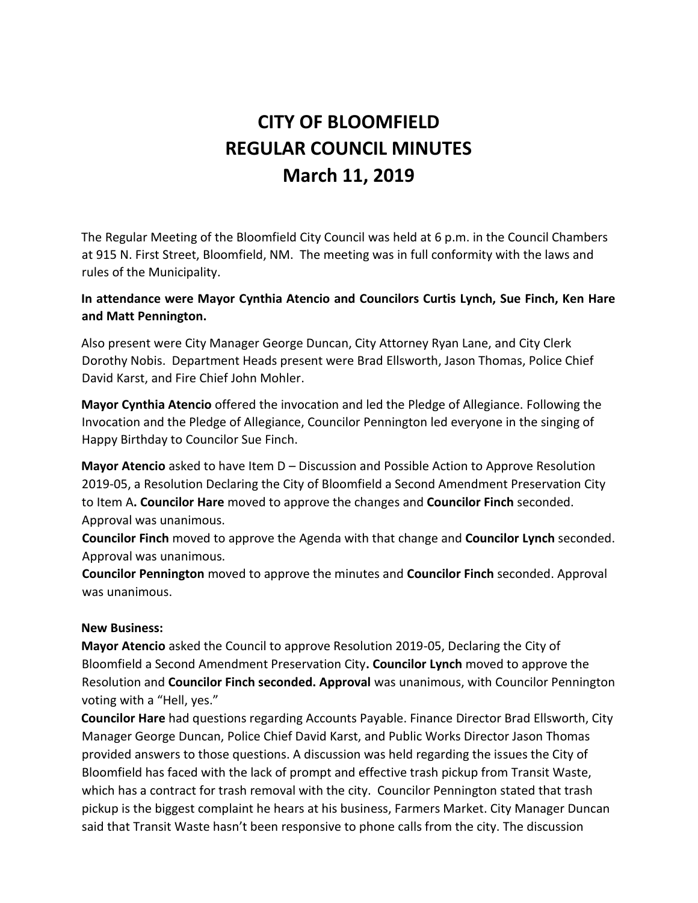# CITY OF BLOOMFIELD
# REGULAR COUNCIL MINUTES
# March 11, 2019

The Regular Meeting of the Bloomfield City Council was held at 6 p.m. in the Council Chambers at 915 N. First Street, Bloomfield, NM. The meeting was in full conformity with the laws and rules of the Municipality.

**In attendance were Mayor Cynthia Atencio and Councilors Curtis Lynch, Sue Finch, Ken Hare and Matt Pennington.**

Also present were City Manager George Duncan, City Attorney Ryan Lane, and City Clerk Dorothy Nobis. Department Heads present were Brad Ellsworth, Jason Thomas, Police Chief David Karst, and Fire Chief John Mohler.

**Mayor Cynthia Atencio** offered the invocation and led the Pledge of Allegiance. Following the Invocation and the Pledge of Allegiance, Councilor Pennington led everyone in the singing of Happy Birthday to Councilor Sue Finch.

**Mayor Atencio** asked to have Item D – Discussion and Possible Action to Approve Resolution 2019-05, a Resolution Declaring the City of Bloomfield a Second Amendment Preservation City to Item A**. Councilor Hare** moved to approve the changes and **Councilor Finch** seconded. Approval was unanimous.

**Councilor Finch** moved to approve the Agenda with that change and **Councilor Lynch** seconded. Approval was unanimous.

**Councilor Pennington** moved to approve the minutes and **Councilor Finch** seconded. Approval was unanimous.

**New Business:**

**Mayor Atencio** asked the Council to approve Resolution 2019-05, Declaring the City of Bloomfield a Second Amendment Preservation City**. Councilor Lynch** moved to approve the Resolution and **Councilor Finch seconded. Approval** was unanimous, with Councilor Pennington voting with a "Hell, yes."

**Councilor Hare** had questions regarding Accounts Payable. Finance Director Brad Ellsworth, City Manager George Duncan, Police Chief David Karst, and Public Works Director Jason Thomas provided answers to those questions. A discussion was held regarding the issues the City of Bloomfield has faced with the lack of prompt and effective trash pickup from Transit Waste, which has a contract for trash removal with the city. Councilor Pennington stated that trash pickup is the biggest complaint he hears at his business, Farmers Market. City Manager Duncan said that Transit Waste hasn't been responsive to phone calls from the city. The discussion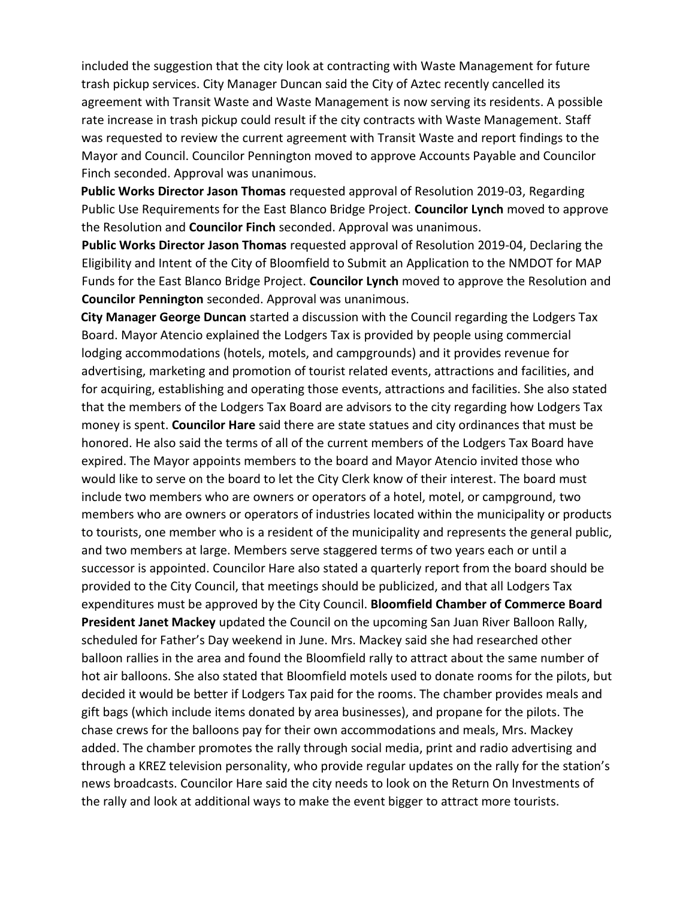included the suggestion that the city look at contracting with Waste Management for future trash pickup services. City Manager Duncan said the City of Aztec recently cancelled its agreement with Transit Waste and Waste Management is now serving its residents. A possible rate increase in trash pickup could result if the city contracts with Waste Management. Staff was requested to review the current agreement with Transit Waste and report findings to the Mayor and Council. Councilor Pennington moved to approve Accounts Payable and Councilor Finch seconded. Approval was unanimous.

**Public Works Director Jason Thomas** requested approval of Resolution 2019-03, Regarding Public Use Requirements for the East Blanco Bridge Project. **Councilor Lynch** moved to approve the Resolution and **Councilor Finch** seconded. Approval was unanimous.

**Public Works Director Jason Thomas** requested approval of Resolution 2019-04, Declaring the Eligibility and Intent of the City of Bloomfield to Submit an Application to the NMDOT for MAP Funds for the East Blanco Bridge Project. **Councilor Lynch** moved to approve the Resolution and **Councilor Pennington** seconded. Approval was unanimous.

**City Manager George Duncan** started a discussion with the Council regarding the Lodgers Tax Board. Mayor Atencio explained the Lodgers Tax is provided by people using commercial lodging accommodations (hotels, motels, and campgrounds) and it provides revenue for advertising, marketing and promotion of tourist related events, attractions and facilities, and for acquiring, establishing and operating those events, attractions and facilities. She also stated that the members of the Lodgers Tax Board are advisors to the city regarding how Lodgers Tax money is spent. **Councilor Hare** said there are state statues and city ordinances that must be honored. He also said the terms of all of the current members of the Lodgers Tax Board have expired. The Mayor appoints members to the board and Mayor Atencio invited those who would like to serve on the board to let the City Clerk know of their interest. The board must include two members who are owners or operators of a hotel, motel, or campground, two members who are owners or operators of industries located within the municipality or products to tourists, one member who is a resident of the municipality and represents the general public, and two members at large. Members serve staggered terms of two years each or until a successor is appointed. Councilor Hare also stated a quarterly report from the board should be provided to the City Council, that meetings should be publicized, and that all Lodgers Tax expenditures must be approved by the City Council. **Bloomfield Chamber of Commerce Board President Janet Mackey** updated the Council on the upcoming San Juan River Balloon Rally, scheduled for Father's Day weekend in June. Mrs. Mackey said she had researched other balloon rallies in the area and found the Bloomfield rally to attract about the same number of hot air balloons. She also stated that Bloomfield motels used to donate rooms for the pilots, but decided it would be better if Lodgers Tax paid for the rooms. The chamber provides meals and gift bags (which include items donated by area businesses), and propane for the pilots. The chase crews for the balloons pay for their own accommodations and meals, Mrs. Mackey added. The chamber promotes the rally through social media, print and radio advertising and through a KREZ television personality, who provide regular updates on the rally for the station's news broadcasts. Councilor Hare said the city needs to look on the Return On Investments of the rally and look at additional ways to make the event bigger to attract more tourists.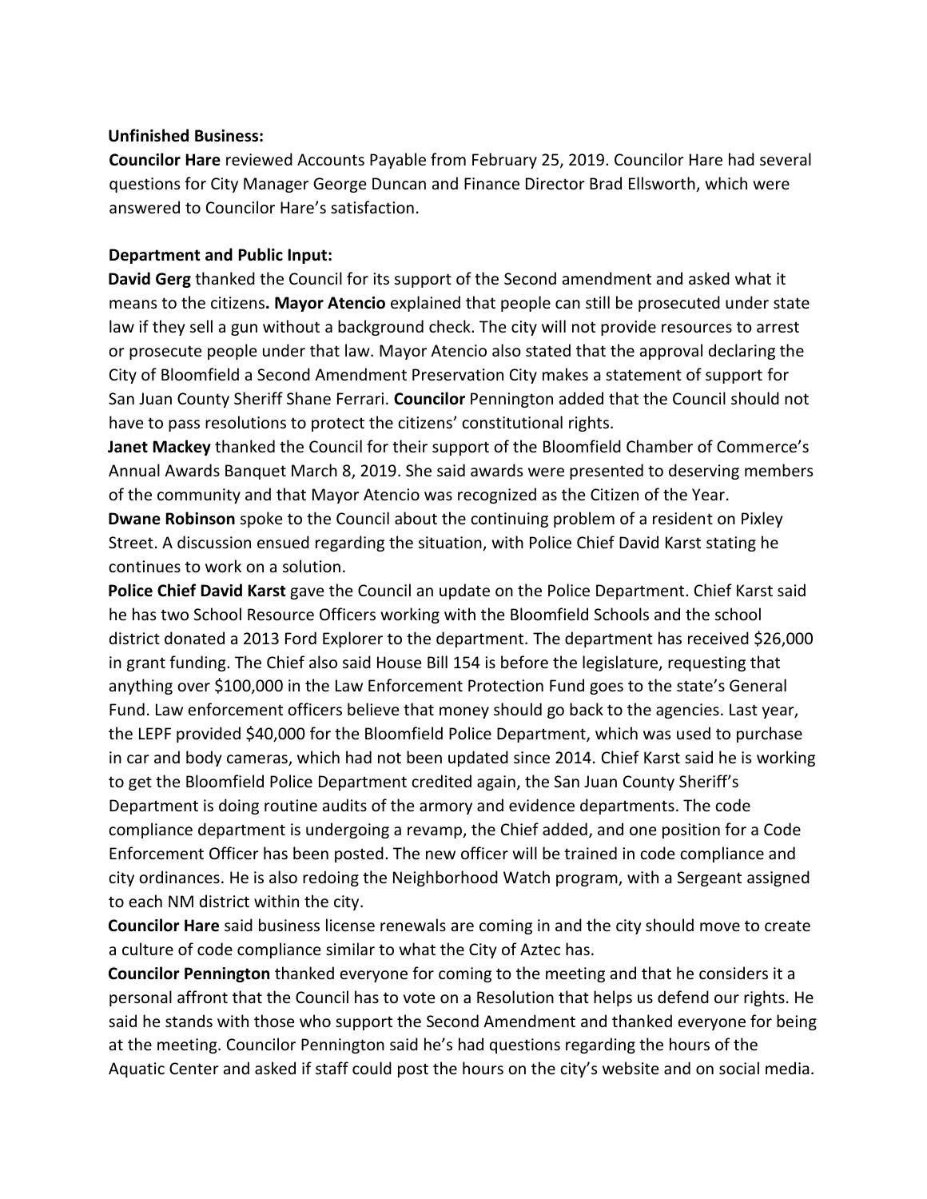**Unfinished Business:**

**Councilor Hare** reviewed Accounts Payable from February 25, 2019. Councilor Hare had several questions for City Manager George Duncan and Finance Director Brad Ellsworth, which were answered to Councilor Hare's satisfaction.

**Department and Public Input:**

**David Gerg** thanked the Council for its support of the Second amendment and asked what it means to the citizens**. Mayor Atencio** explained that people can still be prosecuted under state law if they sell a gun without a background check. The city will not provide resources to arrest or prosecute people under that law. Mayor Atencio also stated that the approval declaring the City of Bloomfield a Second Amendment Preservation City makes a statement of support for San Juan County Sheriff Shane Ferrari. **Councilor** Pennington added that the Council should not have to pass resolutions to protect the citizens' constitutional rights.

**Janet Mackey** thanked the Council for their support of the Bloomfield Chamber of Commerce's Annual Awards Banquet March 8, 2019. She said awards were presented to deserving members of the community and that Mayor Atencio was recognized as the Citizen of the Year.

**Dwane Robinson** spoke to the Council about the continuing problem of a resident on Pixley Street. A discussion ensued regarding the situation, with Police Chief David Karst stating he continues to work on a solution.

**Police Chief David Karst** gave the Council an update on the Police Department. Chief Karst said he has two School Resource Officers working with the Bloomfield Schools and the school district donated a 2013 Ford Explorer to the department. The department has received $26,000 in grant funding. The Chief also said House Bill 154 is before the legislature, requesting that anything over $100,000 in the Law Enforcement Protection Fund goes to the state's General Fund. Law enforcement officers believe that money should go back to the agencies. Last year, the LEPF provided $40,000 for the Bloomfield Police Department, which was used to purchase in car and body cameras, which had not been updated since 2014. Chief Karst said he is working to get the Bloomfield Police Department credited again, the San Juan County Sheriff's Department is doing routine audits of the armory and evidence departments. The code compliance department is undergoing a revamp, the Chief added, and one position for a Code Enforcement Officer has been posted. The new officer will be trained in code compliance and city ordinances. He is also redoing the Neighborhood Watch program, with a Sergeant assigned to each NM district within the city.

**Councilor Hare** said business license renewals are coming in and the city should move to create a culture of code compliance similar to what the City of Aztec has.

**Councilor Pennington** thanked everyone for coming to the meeting and that he considers it a personal affront that the Council has to vote on a Resolution that helps us defend our rights. He said he stands with those who support the Second Amendment and thanked everyone for being at the meeting. Councilor Pennington said he's had questions regarding the hours of the Aquatic Center and asked if staff could post the hours on the city's website and on social media.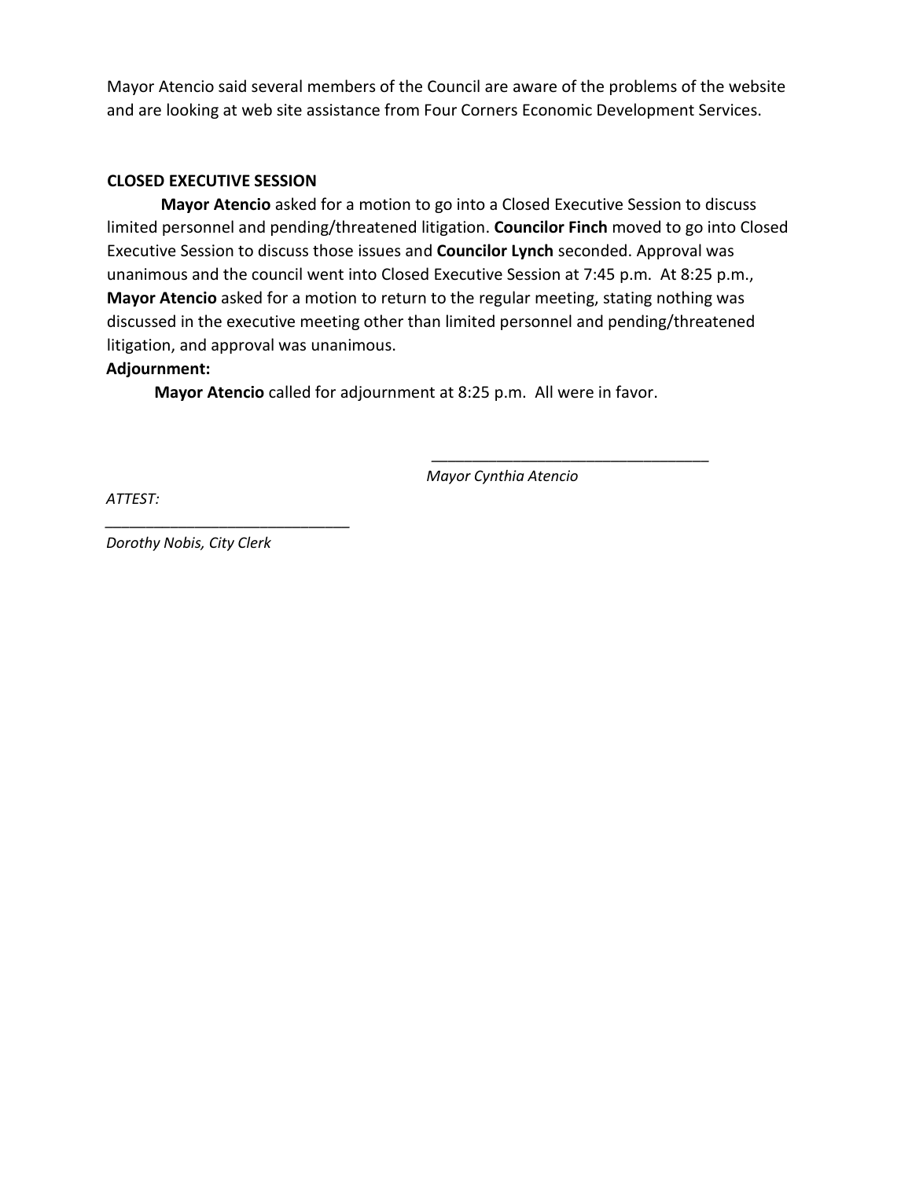Mayor Atencio said several members of the Council are aware of the problems of the website and are looking at web site assistance from Four Corners Economic Development Services.

**CLOSED EXECUTIVE SESSION**

**Mayor Atencio** asked for a motion to go into a Closed Executive Session to discuss limited personnel and pending/threatened litigation. **Councilor Finch** moved to go into Closed Executive Session to discuss those issues and **Councilor Lynch** seconded. Approval was unanimous and the council went into Closed Executive Session at 7:45 p.m. At 8:25 p.m., **Mayor Atencio** asked for a motion to return to the regular meeting, stating nothing was discussed in the executive meeting other than limited personnel and pending/threatened litigation, and approval was unanimous.

**Adjournment:**

**Mayor Atencio** called for adjournment at 8:25 p.m. All were in favor.

___________________________________

*Mayor Cynthia Atencio*

*ATTEST:*

_____________________________

*Dorothy Nobis, City Clerk*